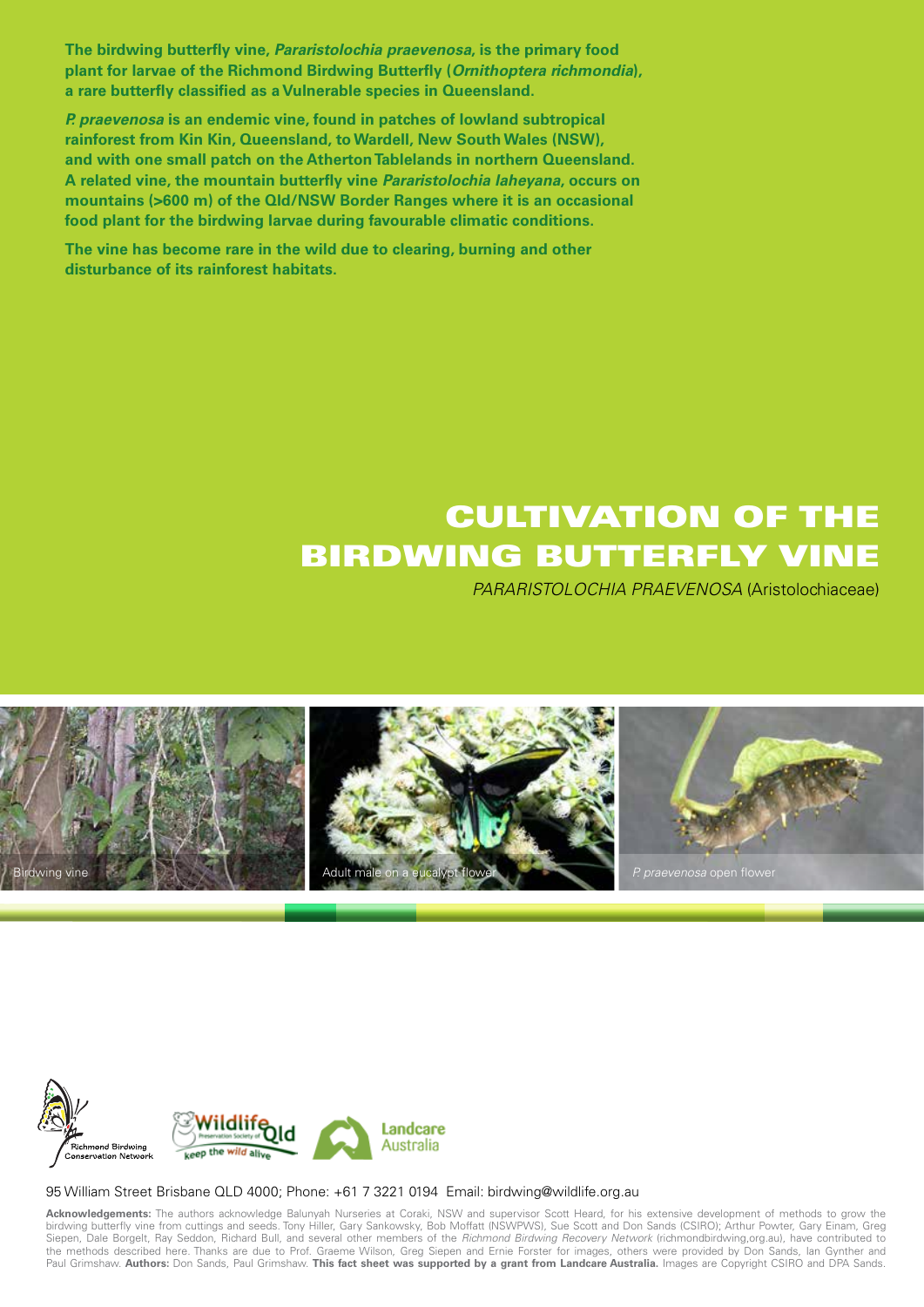**The birdwing butterfly vine, *Pararistolochia praevenosa*, is the primary food plant for larvae of the Richmond Birdwing Butterfly (*Ornithoptera richmondia*), a rare butterfly classified as a Vulnerable species in Queensland.**

***P. praevenosa* is an endemic vine, found in patches of lowland subtropical rainforest from Kin Kin, Queensland, to Wardell, New South Wales (NSW), and with one small patch on the Atherton Tablelands in northern Queensland. A related vine, the mountain butterfly vine *Pararistolochia laheyana*, occurs on mountains (>600 m) of the Qld/NSW Border Ranges where it is an occasional food plant for the birdwing larvae during favourable climatic conditions.**

**The vine has become rare in the wild due to clearing, burning and other disturbance of its rainforest habitats.**

# CULTIVATION OF THE BIRDWING BUTTERFLY VINE

*PARARISTOLOCHIA PRAEVENOSA* (Aristolochiaceae)

Birdwing vine

Adult male on a eucalypt flower

*P. praevenosa* open flower

Richmond Birdwing Conservation Network

Wildlife Preservation Society of Qld – keep the wild alive

Landcare Australia

95 William Street Brisbane QLD 4000; Phone: +61 7 3221 0194 Email: birdwing@wildlife.org.au

**Acknowledgements:** The authors acknowledge Balunyah Nurseries at Coraki, NSW and supervisor Scott Heard, for his extensive development of methods to grow the birdwing butterfly vine from cuttings and seeds. Tony Hiller, Gary Sankowsky, Bob Moffatt (NSWPWS), Sue Scott and Don Sands (CSIRO); Arthur Powter, Gary Einam, Greg Siepen, Dale Borgelt, Ray Seddon, Richard Bull, and several other members of the *Richmond Birdwing Recovery Network* (richmondbirdwing,org.au), have contributed to the methods described here. Thanks are due to Prof. Graeme Wilson, Greg Siepen and Ernie Forster for images, others were provided by Don Sands, Ian Gynther and Paul Grimshaw. **Authors:** Don Sands, Paul Grimshaw. **This fact sheet was supported by a grant from Landcare Australia.** Images are Copyright CSIRO and DPA Sands.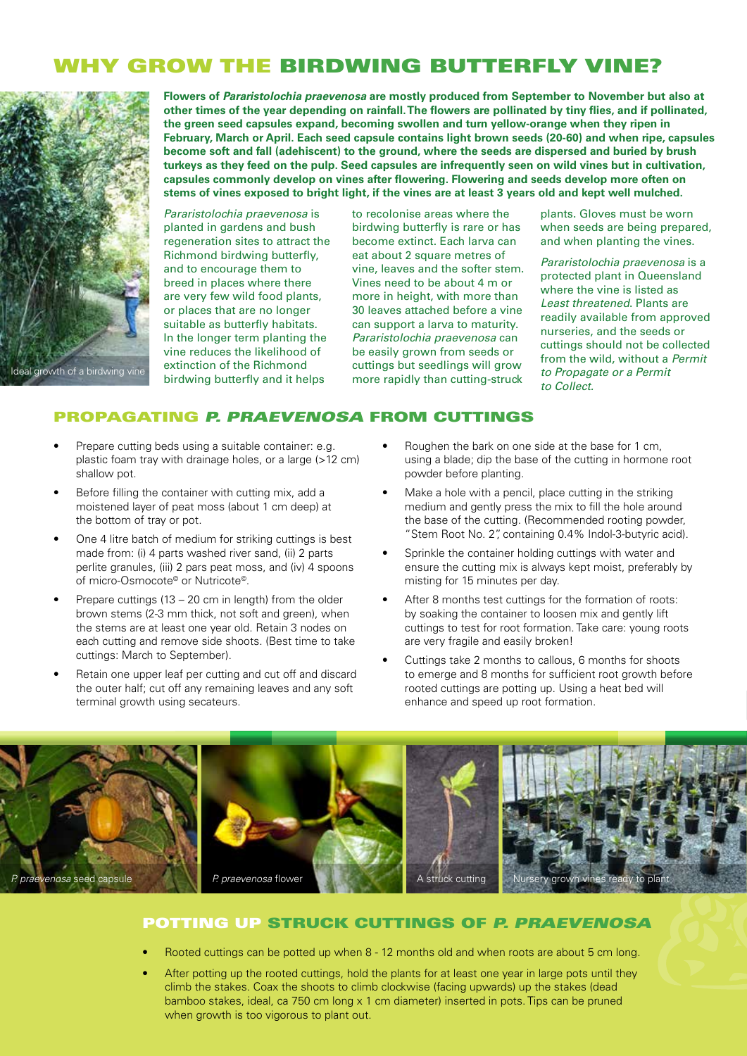# WHY GROW THE BIRDWING BUTTERFLY VINE?

**Flowers of *Pararistolochia praevenosa* are mostly produced from September to November but also at other times of the year depending on rainfall. The flowers are pollinated by tiny flies, and if pollinated, the green seed capsules expand, becoming swollen and turn yellow-orange when they ripen in February, March or April. Each seed capsule contains light brown seeds (20-60) and when ripe, capsules become soft and fall (adehiscent) to the ground, where the seeds are dispersed and buried by brush turkeys as they feed on the pulp. Seed capsules are infrequently seen on wild vines but in cultivation, capsules commonly develop on vines after flowering. Flowering and seeds develop more often on stems of vines exposed to bright light, if the vines are at least 3 years old and kept well mulched.**

Ideal growth of a birdwing vine

*Pararistolochia praevenosa* is planted in gardens and bush regeneration sites to attract the Richmond birdwing butterfly, and to encourage them to breed in places where there are very few wild food plants, or places that are no longer suitable as butterfly habitats. In the longer term planting the vine reduces the likelihood of extinction of the Richmond birdwing butterfly and it helps to recolonise areas where the birdwing butterfly is rare or has become extinct. Each larva can eat about 2 square metres of vine, leaves and the softer stem. Vines need to be about 4 m or more in height, with more than 30 leaves attached before a vine can support a larva to maturity. *Pararistolochia praevenosa* can be easily grown from seeds or cuttings but seedlings will grow more rapidly than cutting-struck plants. Gloves must be worn when seeds are being prepared, and when planting the vines.

*Pararistolochia praevenosa* is a protected plant in Queensland where the vine is listed as *Least threatened*. Plants are readily available from approved nurseries, and the seeds or cuttings should not be collected from the wild, without a *Permit to Propagate or a Permit to Collect*.

## PROPAGATING *P. PRAEVENOSA* FROM CUTTINGS

- Prepare cutting beds using a suitable container: e.g. plastic foam tray with drainage holes, or a large (>12 cm) shallow pot.
- Before filling the container with cutting mix, add a moistened layer of peat moss (about 1 cm deep) at the bottom of tray or pot.
- One 4 litre batch of medium for striking cuttings is best made from: (i) 4 parts washed river sand, (ii) 2 parts perlite granules, (iii) 2 pars peat moss, and (iv) 4 spoons of micro-Osmocote© or Nutricote©.
- Prepare cuttings (13 – 20 cm in length) from the older brown stems (2-3 mm thick, not soft and green), when the stems are at least one year old. Retain 3 nodes on each cutting and remove side shoots. (Best time to take cuttings: March to September).
- Retain one upper leaf per cutting and cut off and discard the outer half; cut off any remaining leaves and any soft terminal growth using secateurs.
- Roughen the bark on one side at the base for 1 cm, using a blade; dip the base of the cutting in hormone root powder before planting.
- Make a hole with a pencil, place cutting in the striking medium and gently press the mix to fill the hole around the base of the cutting. (Recommended rooting powder, "Stem Root No. 2", containing 0.4% Indol-3-butyric acid).
- Sprinkle the container holding cuttings with water and ensure the cutting mix is always kept moist, preferably by misting for 15 minutes per day.
- After 8 months test cuttings for the formation of roots: by soaking the container to loosen mix and gently lift cuttings to test for root formation. Take care: young roots are very fragile and easily broken!
- Cuttings take 2 months to callous, 6 months for shoots to emerge and 8 months for sufficient root growth before rooted cuttings are potting up. Using a heat bed will enhance and speed up root formation.

*P. praevenosa* seed capsule

*P. praevenosa* flower

A struck cutting

Nursery grown vines ready to plant

## POTTING UP STRUCK CUTTINGS OF *P. PRAEVENOSA*

- Rooted cuttings can be potted up when 8 - 12 months old and when roots are about 5 cm long.
- After potting up the rooted cuttings, hold the plants for at least one year in large pots until they climb the stakes. Coax the shoots to climb clockwise (facing upwards) up the stakes (dead bamboo stakes, ideal, ca 750 cm long x 1 cm diameter) inserted in pots. Tips can be pruned when growth is too vigorous to plant out.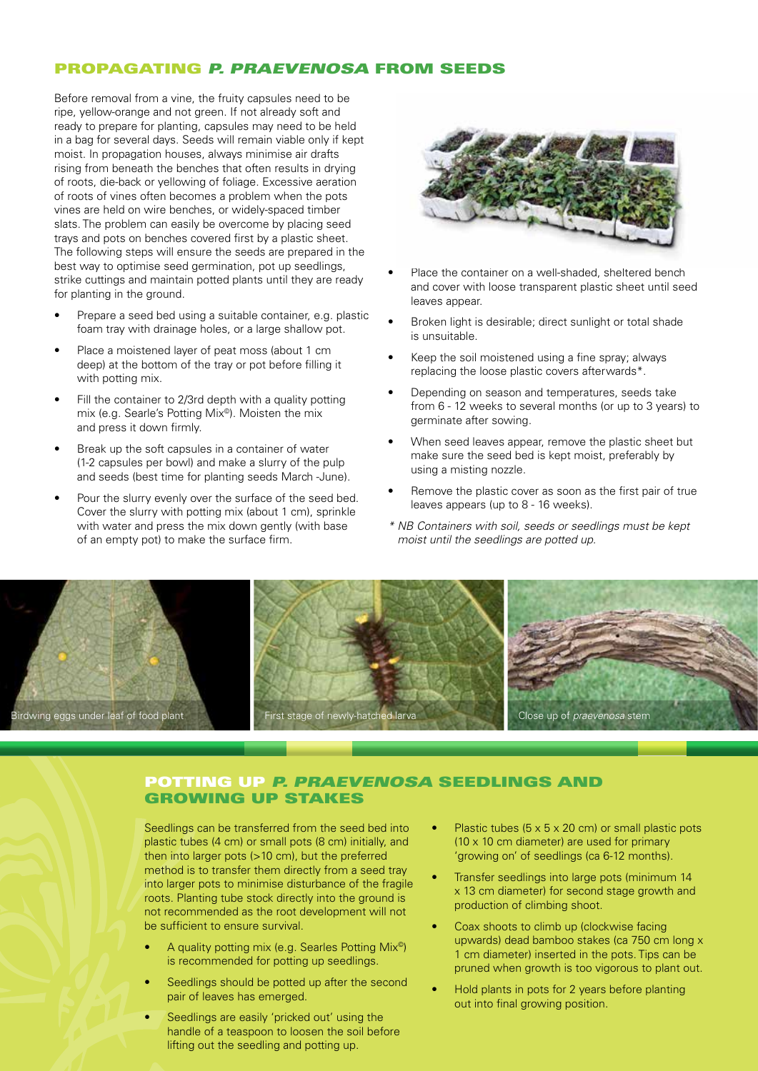## PROPAGATING *P. PRAEVENOSA* FROM SEEDS

Before removal from a vine, the fruity capsules need to be ripe, yellow-orange and not green. If not already soft and ready to prepare for planting, capsules may need to be held in a bag for several days. Seeds will remain viable only if kept moist. In propagation houses, always minimise air drafts rising from beneath the benches that often results in drying of roots, die-back or yellowing of foliage. Excessive aeration of roots of vines often becomes a problem when the pots vines are held on wire benches, or widely-spaced timber slats. The problem can easily be overcome by placing seed trays and pots on benches covered first by a plastic sheet. The following steps will ensure the seeds are prepared in the best way to optimise seed germination, pot up seedlings, strike cuttings and maintain potted plants until they are ready for planting in the ground.

- Prepare a seed bed using a suitable container, e.g. plastic foam tray with drainage holes, or a large shallow pot.
- Place a moistened layer of peat moss (about 1 cm deep) at the bottom of the tray or pot before filling it with potting mix.
- Fill the container to 2/3rd depth with a quality potting mix (e.g. Searle's Potting Mix©). Moisten the mix and press it down firmly.
- Break up the soft capsules in a container of water (1-2 capsules per bowl) and make a slurry of the pulp and seeds (best time for planting seeds March -June).
- Pour the slurry evenly over the surface of the seed bed. Cover the slurry with potting mix (about 1 cm), sprinkle with water and press the mix down gently (with base of an empty pot) to make the surface firm.
- Place the container on a well-shaded, sheltered bench and cover with loose transparent plastic sheet until seed leaves appear.
- Broken light is desirable; direct sunlight or total shade is unsuitable.
- Keep the soil moistened using a fine spray; always replacing the loose plastic covers afterwards*.
- Depending on season and temperatures, seeds take from 6 - 12 weeks to several months (or up to 3 years) to germinate after sowing.
- When seed leaves appear, remove the plastic sheet but make sure the seed bed is kept moist, preferably by using a misting nozzle.
- Remove the plastic cover as soon as the first pair of true leaves appears (up to 8 - 16 weeks).

*\* NB Containers with soil, seeds or seedlings must be kept moist until the seedlings are potted up.*

Birdwing eggs under leaf of food plant

First stage of newly-hatched larva

Close up of *praevenosa* stem

## POTTING UP *P. PRAEVENOSA* SEEDLINGS AND GROWING UP STAKES

Seedlings can be transferred from the seed bed into plastic tubes (4 cm) or small pots (8 cm) initially, and then into larger pots (>10 cm), but the preferred method is to transfer them directly from a seed tray into larger pots to minimise disturbance of the fragile roots. Planting tube stock directly into the ground is not recommended as the root development will not be sufficient to ensure survival.

- A quality potting mix (e.g. Searles Potting Mix©) is recommended for potting up seedlings.
- Seedlings should be potted up after the second pair of leaves has emerged.
- Seedlings are easily 'pricked out' using the handle of a teaspoon to loosen the soil before lifting out the seedling and potting up.
- Plastic tubes (5 x 5 x 20 cm) or small plastic pots (10 x 10 cm diameter) are used for primary 'growing on' of seedlings (ca 6-12 months).
- Transfer seedlings into large pots (minimum 14 x 13 cm diameter) for second stage growth and production of climbing shoot.
- Coax shoots to climb up (clockwise facing upwards) dead bamboo stakes (ca 750 cm long x 1 cm diameter) inserted in the pots. Tips can be pruned when growth is too vigorous to plant out.
- Hold plants in pots for 2 years before planting out into final growing position.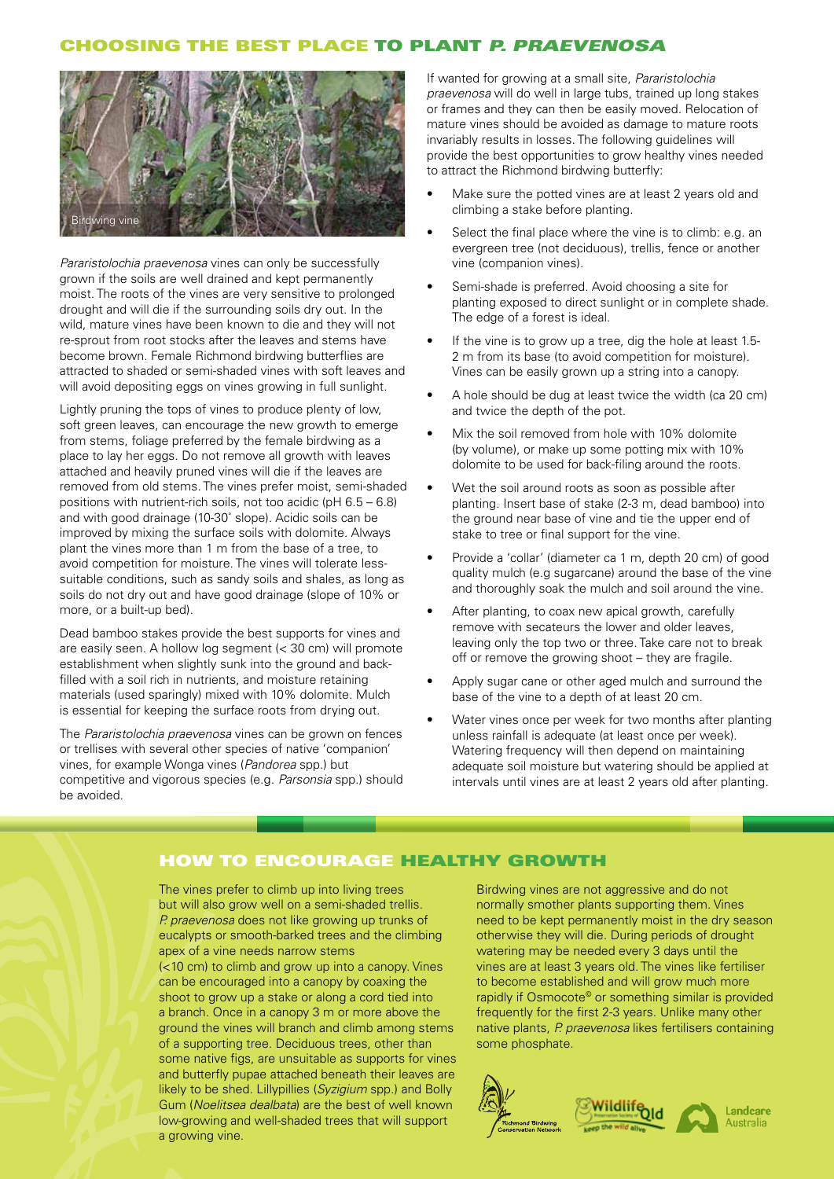## CHOOSING THE BEST PLACE TO PLANT *P. PRAEVENOSA*

Birdwing vine

*Pararistolochia praevenosa* vines can only be successfully grown if the soils are well drained and kept permanently moist. The roots of the vines are very sensitive to prolonged drought and will die if the surrounding soils dry out. In the wild, mature vines have been known to die and they will not re-sprout from root stocks after the leaves and stems have become brown. Female Richmond birdwing butterflies are attracted to shaded or semi-shaded vines with soft leaves and will avoid depositing eggs on vines growing in full sunlight.

Lightly pruning the tops of vines to produce plenty of low, soft green leaves, can encourage the new growth to emerge from stems, foliage preferred by the female birdwing as a place to lay her eggs. Do not remove all growth with leaves attached and heavily pruned vines will die if the leaves are removed from old stems. The vines prefer moist, semi-shaded positions with nutrient-rich soils, not too acidic (pH 6.5 – 6.8) and with good drainage (10-30˚ slope). Acidic soils can be improved by mixing the surface soils with dolomite. Always plant the vines more than 1 m from the base of a tree, to avoid competition for moisture. The vines will tolerate less-suitable conditions, such as sandy soils and shales, as long as soils do not dry out and have good drainage (slope of 10% or more, or a built-up bed).

Dead bamboo stakes provide the best supports for vines and are easily seen. A hollow log segment (< 30 cm) will promote establishment when slightly sunk into the ground and back-filled with a soil rich in nutrients, and moisture retaining materials (used sparingly) mixed with 10% dolomite. Mulch is essential for keeping the surface roots from drying out.

The *Pararistolochia praevenosa* vines can be grown on fences or trellises with several other species of native 'companion' vines, for example Wonga vines (*Pandorea* spp.) but competitive and vigorous species (e.g. *Parsonsia* spp.) should be avoided.

If wanted for growing at a small site, *Pararistolochia praevenosa* will do well in large tubs, trained up long stakes or frames and they can then be easily moved. Relocation of mature vines should be avoided as damage to mature roots invariably results in losses. The following guidelines will provide the best opportunities to grow healthy vines needed to attract the Richmond birdwing butterfly:

- Make sure the potted vines are at least 2 years old and climbing a stake before planting.
- Select the final place where the vine is to climb: e.g. an evergreen tree (not deciduous), trellis, fence or another vine (companion vines).
- Semi-shade is preferred. Avoid choosing a site for planting exposed to direct sunlight or in complete shade. The edge of a forest is ideal.
- If the vine is to grow up a tree, dig the hole at least 1.5-2 m from its base (to avoid competition for moisture). Vines can be easily grown up a string into a canopy.
- A hole should be dug at least twice the width (ca 20 cm) and twice the depth of the pot.
- Mix the soil removed from hole with 10% dolomite (by volume), or make up some potting mix with 10% dolomite to be used for back-filing around the roots.
- Wet the soil around roots as soon as possible after planting. Insert base of stake (2-3 m, dead bamboo) into the ground near base of vine and tie the upper end of stake to tree or final support for the vine.
- Provide a 'collar' (diameter ca 1 m, depth 20 cm) of good quality mulch (e.g sugarcane) around the base of the vine and thoroughly soak the mulch and soil around the vine.
- After planting, to coax new apical growth, carefully remove with secateurs the lower and older leaves, leaving only the top two or three. Take care not to break off or remove the growing shoot – they are fragile.
- Apply sugar cane or other aged mulch and surround the base of the vine to a depth of at least 20 cm.
- Water vines once per week for two months after planting unless rainfall is adequate (at least once per week). Watering frequency will then depend on maintaining adequate soil moisture but watering should be applied at intervals until vines are at least 2 years old after planting.

## HOW TO ENCOURAGE HEALTHY GROWTH

The vines prefer to climb up into living trees but will also grow well on a semi-shaded trellis. *P. praevenosa* does not like growing up trunks of eucalypts or smooth-barked trees and the climbing apex of a vine needs narrow stems (<10 cm) to climb and grow up into a canopy. Vines can be encouraged into a canopy by coaxing the shoot to grow up a stake or along a cord tied into a branch. Once in a canopy 3 m or more above the ground the vines will branch and climb among stems of a supporting tree. Deciduous trees, other than some native figs, are unsuitable as supports for vines and butterfly pupae attached beneath their leaves are likely to be shed. Lillypillies (*Syzigium* spp.) and Bolly Gum (*Noelitsea dealbata*) are the best of well known low-growing and well-shaded trees that will support a growing vine.

Birdwing vines are not aggressive and do not normally smother plants supporting them. Vines need to be kept permanently moist in the dry season otherwise they will die. During periods of drought watering may be needed every 3 days until the vines are at least 3 years old. The vines like fertiliser to become established and will grow much more rapidly if Osmocote© or something similar is provided frequently for the first 2-3 years. Unlike many other native plants, *P. praevenosa* likes fertilisers containing some phosphate.

Richmond Birdwing Conservation Network

Wildlife Qld – keep the wild alive

Landcare Australia